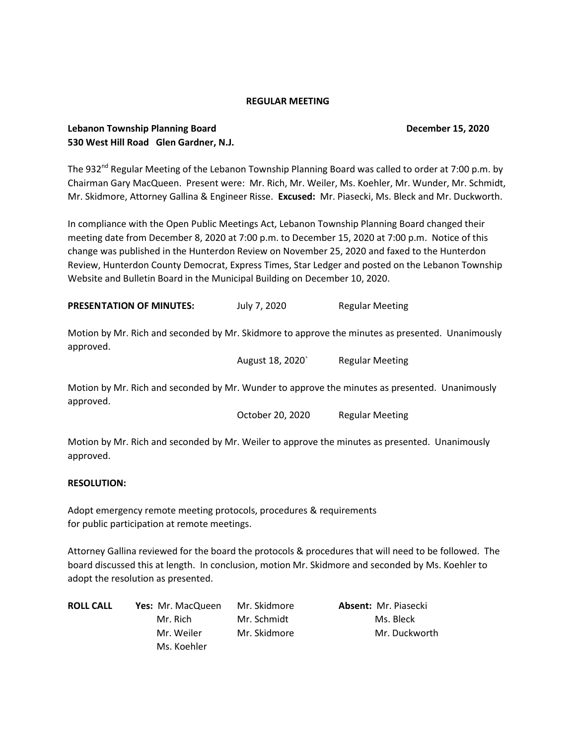**REGULAR MEETING**

**Lebanon Township Planning Board** **December 15, 2020**
**530 West Hill Road Glen Gardner, N.J.**

The 932nd Regular Meeting of the Lebanon Township Planning Board was called to order at 7:00 p.m. by Chairman Gary MacQueen. Present were: Mr. Rich, Mr. Weiler, Ms. Koehler, Mr. Wunder, Mr. Schmidt, Mr. Skidmore, Attorney Gallina & Engineer Risse. **Excused:** Mr. Piasecki, Ms. Bleck and Mr. Duckworth.

In compliance with the Open Public Meetings Act, Lebanon Township Planning Board changed their meeting date from December 8, 2020 at 7:00 p.m. to December 15, 2020 at 7:00 p.m. Notice of this change was published in the Hunterdon Review on November 25, 2020 and faxed to the Hunterdon Review, Hunterdon County Democrat, Express Times, Star Ledger and posted on the Lebanon Township Website and Bulletin Board in the Municipal Building on December 10, 2020.

**PRESENTATION OF MINUTES:** July 7, 2020 Regular Meeting

Motion by Mr. Rich and seconded by Mr. Skidmore to approve the minutes as presented. Unanimously approved.

August 18, 2020` Regular Meeting

Motion by Mr. Rich and seconded by Mr. Wunder to approve the minutes as presented. Unanimously approved.

October 20, 2020 Regular Meeting

Motion by Mr. Rich and seconded by Mr. Weiler to approve the minutes as presented. Unanimously approved.

**RESOLUTION:**

Adopt emergency remote meeting protocols, procedures & requirements for public participation at remote meetings.

Attorney Gallina reviewed for the board the protocols & procedures that will need to be followed. The board discussed this at length. In conclusion, motion Mr. Skidmore and seconded by Ms. Koehler to adopt the resolution as presented.

| **ROLL CALL** | **Yes:** Mr. MacQueen | Mr. Skidmore | **Absent:** Mr. Piasecki |
|---|---|---|---|
| | Mr. Rich | Mr. Schmidt | Ms. Bleck |
| | Mr. Weiler | Mr. Skidmore | Mr. Duckworth |
| | Ms. Koehler | | |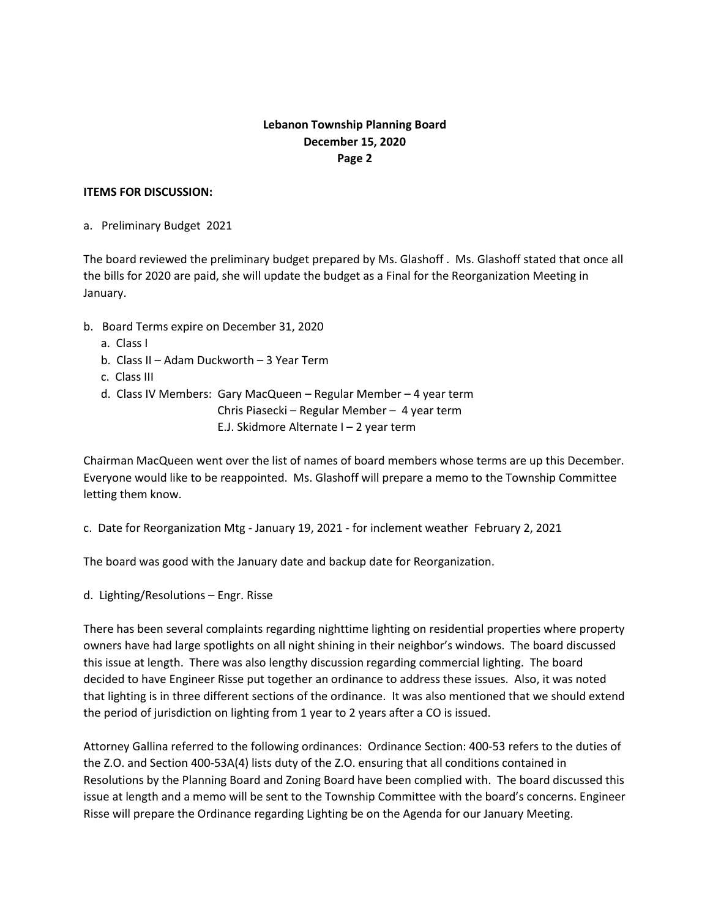**ITEMS FOR DISCUSSION:**

a. Preliminary Budget 2021

The board reviewed the preliminary budget prepared by Ms. Glashoff . Ms. Glashoff stated that once all the bills for 2020 are paid, she will update the budget as a Final for the Reorganization Meeting in January.

b. Board Terms expire on December 31, 2020
   a. Class I
   b. Class II – Adam Duckworth – 3 Year Term
   c. Class III
   d. Class IV Members: Gary MacQueen – Regular Member – 4 year term
      Chris Piasecki – Regular Member – 4 year term
      E.J. Skidmore Alternate I – 2 year term

Chairman MacQueen went over the list of names of board members whose terms are up this December. Everyone would like to be reappointed. Ms. Glashoff will prepare a memo to the Township Committee letting them know.

c. Date for Reorganization Mtg - January 19, 2021 - for inclement weather February 2, 2021

The board was good with the January date and backup date for Reorganization.

d. Lighting/Resolutions – Engr. Risse

There has been several complaints regarding nighttime lighting on residential properties where property owners have had large spotlights on all night shining in their neighbor's windows. The board discussed this issue at length. There was also lengthy discussion regarding commercial lighting. The board decided to have Engineer Risse put together an ordinance to address these issues. Also, it was noted that lighting is in three different sections of the ordinance. It was also mentioned that we should extend the period of jurisdiction on lighting from 1 year to 2 years after a CO is issued.

Attorney Gallina referred to the following ordinances: Ordinance Section: 400-53 refers to the duties of the Z.O. and Section 400-53A(4) lists duty of the Z.O. ensuring that all conditions contained in Resolutions by the Planning Board and Zoning Board have been complied with. The board discussed this issue at length and a memo will be sent to the Township Committee with the board's concerns. Engineer Risse will prepare the Ordinance regarding Lighting be on the Agenda for our January Meeting.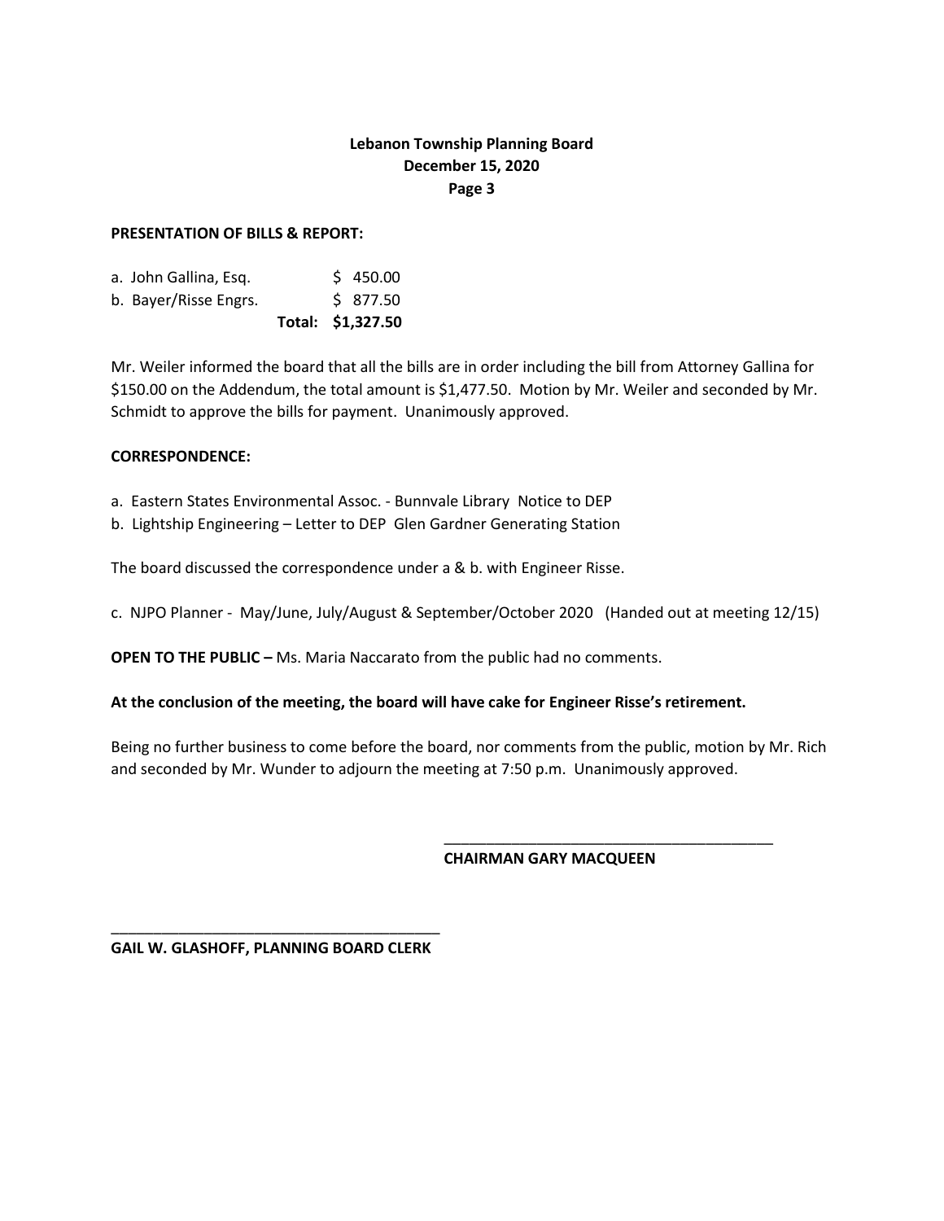**Lebanon Township Planning Board**
**December 15, 2020**

**PRESENTATION OF BILLS & REPORT:**

| | | |
|---|---|---|
| a. John Gallina, Esq. | | $ 450.00 |
| b. Bayer/Risse Engrs. | | $ 877.50 |
| | **Total:** | **$1,327.50** |

Mr. Weiler informed the board that all the bills are in order including the bill from Attorney Gallina for $150.00 on the Addendum, the total amount is $1,477.50. Motion by Mr. Weiler and seconded by Mr. Schmidt to approve the bills for payment. Unanimously approved.

**CORRESPONDENCE:**

a. Eastern States Environmental Assoc. - Bunnvale Library Notice to DEP
b. Lightship Engineering – Letter to DEP Glen Gardner Generating Station

The board discussed the correspondence under a & b. with Engineer Risse.

c. NJPO Planner - May/June, July/August & September/October 2020 (Handed out at meeting 12/15)

**OPEN TO THE PUBLIC –** Ms. Maria Naccarato from the public had no comments.

**At the conclusion of the meeting, the board will have cake for Engineer Risse's retirement.**

Being no further business to come before the board, nor comments from the public, motion by Mr. Rich and seconded by Mr. Wunder to adjourn the meeting at 7:50 p.m. Unanimously approved.

\_\_\_\_\_\_\_\_\_\_\_\_\_\_\_\_\_\_\_\_\_\_\_\_\_\_\_\_\_\_\_\_\_\_\_\_\_\_\_\_
**CHAIRMAN GARY MACQUEEN**

\_\_\_\_\_\_\_\_\_\_\_\_\_\_\_\_\_\_\_\_\_\_\_\_\_\_\_\_\_\_\_\_\_\_\_\_\_\_\_\_
**GAIL W. GLASHOFF, PLANNING BOARD CLERK**